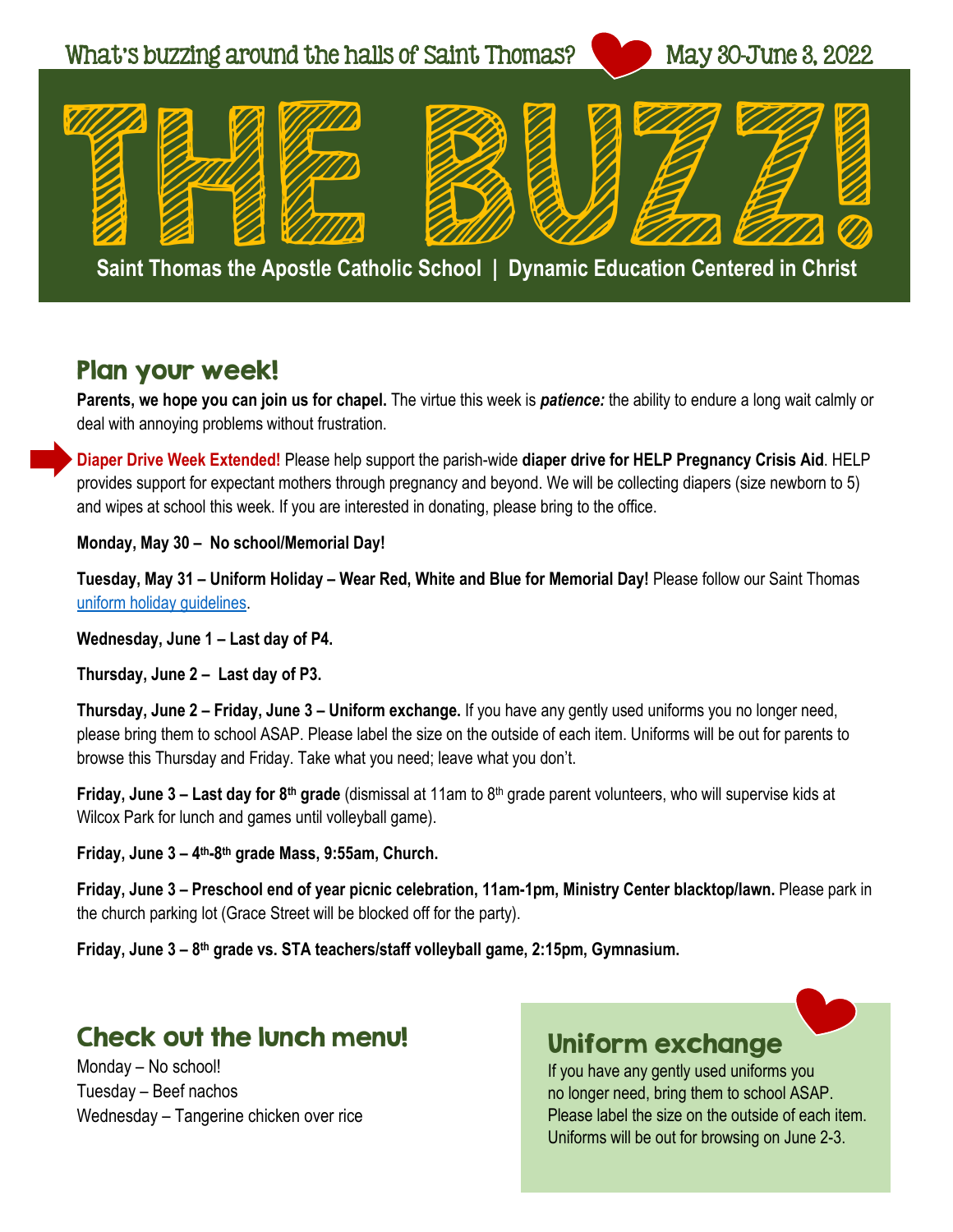What's buzzing around the halls of Saint Thomas? May 30-June 3, 2022

# THE BUZZ!

**Saint Thomas the Apostle Catholic School | Dynamic Education Centered in Christ**

## Plan your week!

**Parents, we hope you can join us for chapel.** The virtue this week is ***patience:*** the ability to endure a long wait calmly or deal with annoying problems without frustration.

**Diaper Drive Week Extended!** Please help support the parish-wide **diaper drive for HELP Pregnancy Crisis Aid**. HELP provides support for expectant mothers through pregnancy and beyond. We will be collecting diapers (size newborn to 5) and wipes at school this week. If you are interested in donating, please bring to the office.

**Monday, May 30 – No school/Memorial Day!**

**Tuesday, May 31 – Uniform Holiday – Wear Red, White and Blue for Memorial Day!** Please follow our Saint Thomas uniform holiday guidelines.

**Wednesday, June 1 – Last day of P4.**

**Thursday, June 2 – Last day of P3.**

**Thursday, June 2 – Friday, June 3 – Uniform exchange.** If you have any gently used uniforms you no longer need, please bring them to school ASAP. Please label the size on the outside of each item. Uniforms will be out for parents to browse this Thursday and Friday. Take what you need; leave what you don't.

**Friday, June 3 – Last day for 8th grade** (dismissal at 11am to 8th grade parent volunteers, who will supervise kids at Wilcox Park for lunch and games until volleyball game).

**Friday, June 3 – 4th-8th grade Mass, 9:55am, Church.**

**Friday, June 3 – Preschool end of year picnic celebration, 11am-1pm, Ministry Center blacktop/lawn.** Please park in the church parking lot (Grace Street will be blocked off for the party).

**Friday, June 3 – 8th grade vs. STA teachers/staff volleyball game, 2:15pm, Gymnasium.**

## Check out the lunch menu!

Monday – No school!
Tuesday – Beef nachos
Wednesday – Tangerine chicken over rice

## Uniform exchange

If you have any gently used uniforms you no longer need, bring them to school ASAP. Please label the size on the outside of each item. Uniforms will be out for browsing on June 2-3.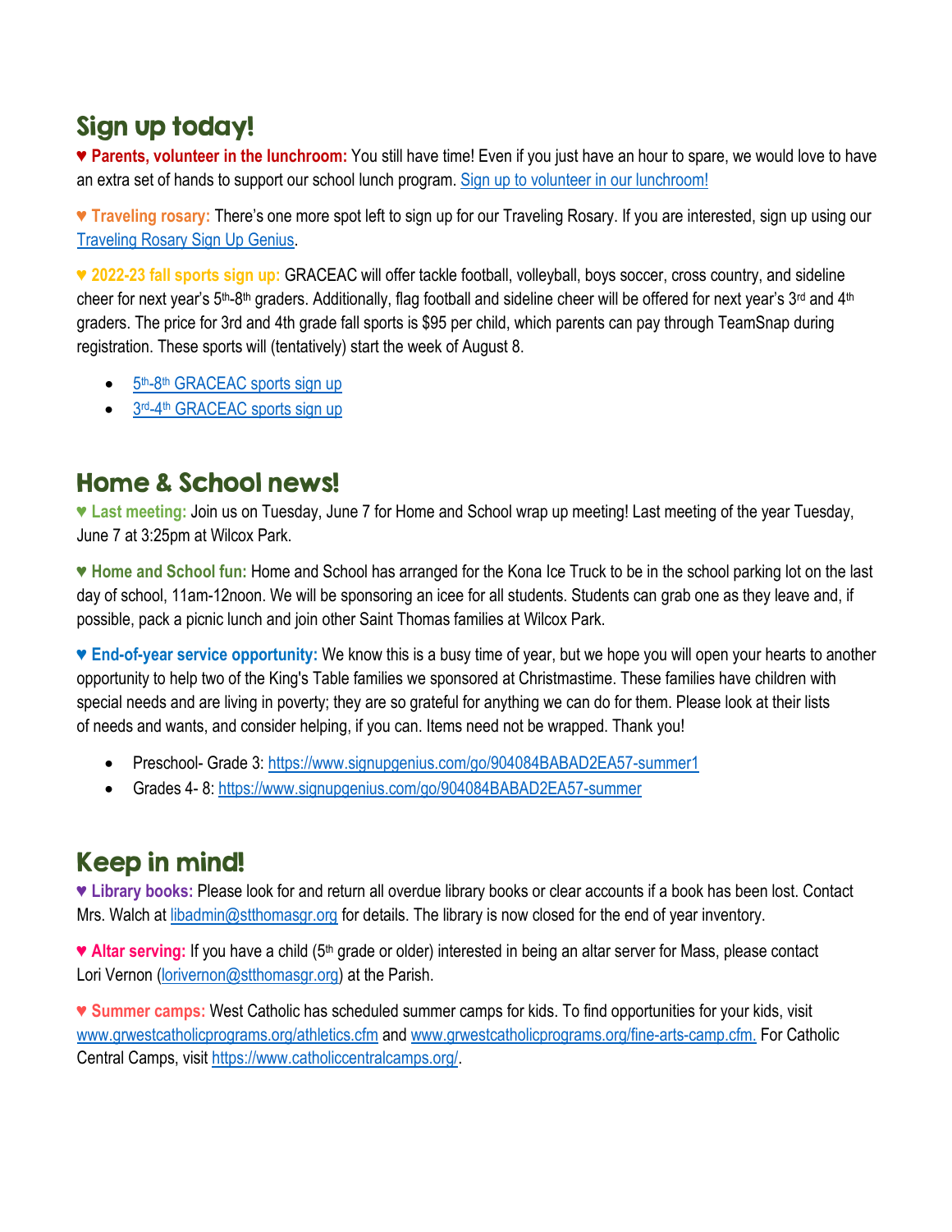## Sign up today!

♥ **Parents, volunteer in the lunchroom:** You still have time! Even if you just have an hour to spare, we would love to have an extra set of hands to support our school lunch program. Sign up to volunteer in our lunchroom!

♥ **Traveling rosary:** There's one more spot left to sign up for our Traveling Rosary. If you are interested, sign up using our Traveling Rosary Sign Up Genius.

♥ **2022-23 fall sports sign up:** GRACEAC will offer tackle football, volleyball, boys soccer, cross country, and sideline cheer for next year's 5th-8th graders. Additionally, flag football and sideline cheer will be offered for next year's 3rd and 4th graders. The price for 3rd and 4th grade fall sports is $95 per child, which parents can pay through TeamSnap during registration. These sports will (tentatively) start the week of August 8.

- 5th-8th GRACEAC sports sign up
- 3rd-4th GRACEAC sports sign up

## Home & School news!

♥ **Last meeting:** Join us on Tuesday, June 7 for Home and School wrap up meeting! Last meeting of the year Tuesday, June 7 at 3:25pm at Wilcox Park.

♥ **Home and School fun:** Home and School has arranged for the Kona Ice Truck to be in the school parking lot on the last day of school, 11am-12noon. We will be sponsoring an icee for all students. Students can grab one as they leave and, if possible, pack a picnic lunch and join other Saint Thomas families at Wilcox Park.

♥ **End-of-year service opportunity:** We know this is a busy time of year, but we hope you will open your hearts to another opportunity to help two of the King's Table families we sponsored at Christmastime. These families have children with special needs and are living in poverty; they are so grateful for anything we can do for them. Please look at their lists of needs and wants, and consider helping, if you can. Items need not be wrapped. Thank you!

- Preschool- Grade 3: https://www.signupgenius.com/go/904084BABAD2EA57-summer1
- Grades 4- 8: https://www.signupgenius.com/go/904084BABAD2EA57-summer

## Keep in mind!

♥ **Library books:** Please look for and return all overdue library books or clear accounts if a book has been lost. Contact Mrs. Walch at libadmin@stthomasgr.org for details. The library is now closed for the end of year inventory.

♥ **Altar serving:** If you have a child (5th grade or older) interested in being an altar server for Mass, please contact Lori Vernon (lorivernon@stthomasgr.org) at the Parish.

♥ **Summer camps:** West Catholic has scheduled summer camps for kids. To find opportunities for your kids, visit www.grwestcatholicprograms.org/athletics.cfm and www.grwestcatholicprograms.org/fine-arts-camp.cfm. For Catholic Central Camps, visit https://www.catholiccentralcamps.org/.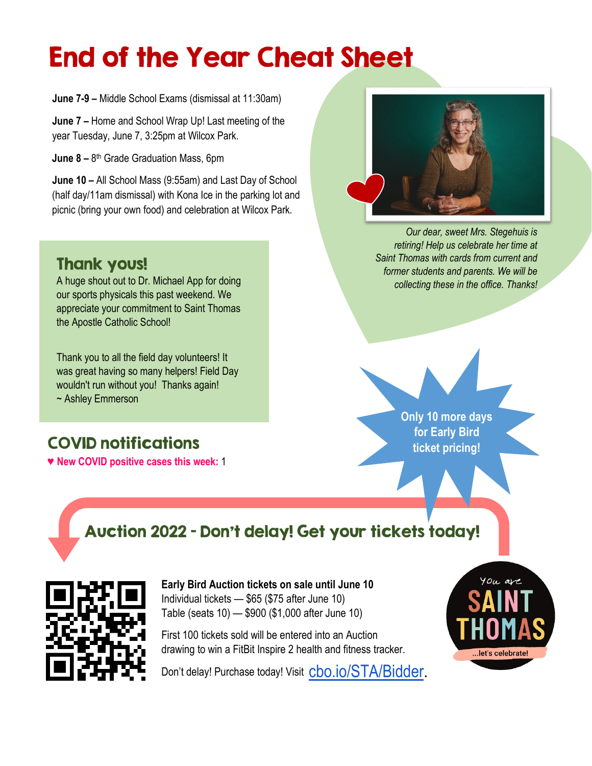# End of the Year Cheat Sheet

**June 7-9 –** Middle School Exams (dismissal at 11:30am)

**June 7 –** Home and School Wrap Up! Last meeting of the year Tuesday, June 7, 3:25pm at Wilcox Park.

**June 8 –** 8th Grade Graduation Mass, 6pm

**June 10 –** All School Mass (9:55am) and Last Day of School (half day/11am dismissal) with Kona Ice in the parking lot and picnic (bring your own food) and celebration at Wilcox Park.

*Our dear, sweet Mrs. Stegehuis is retiring! Help us celebrate her time at Saint Thomas with cards from current and former students and parents. We will be collecting these in the office. Thanks!*

## Thank yous!

A huge shout out to Dr. Michael App for doing our sports physicals this past weekend. We appreciate your commitment to Saint Thomas the Apostle Catholic School!

Thank you to all the field day volunteers! It was great having so many helpers! Field Day wouldn't run without you! Thanks again!
~ Ashley Emmerson

**Only 10 more days for Early Bird ticket pricing!**

## COVID notifications

♥ **New COVID positive cases this week:** 1

## Auction 2022 - Don't delay! Get your tickets today!

**Early Bird Auction tickets on sale until June 10**
Individual tickets — $65 ($75 after June 10)
Table (seats 10) — $900 ($1,000 after June 10)

First 100 tickets sold will be entered into an Auction drawing to win a FitBit Inspire 2 health and fitness tracker.

Don't delay! Purchase today! Visit cbo.io/STA/Bidder.

You are SAINT THOMAS ...let's celebrate!